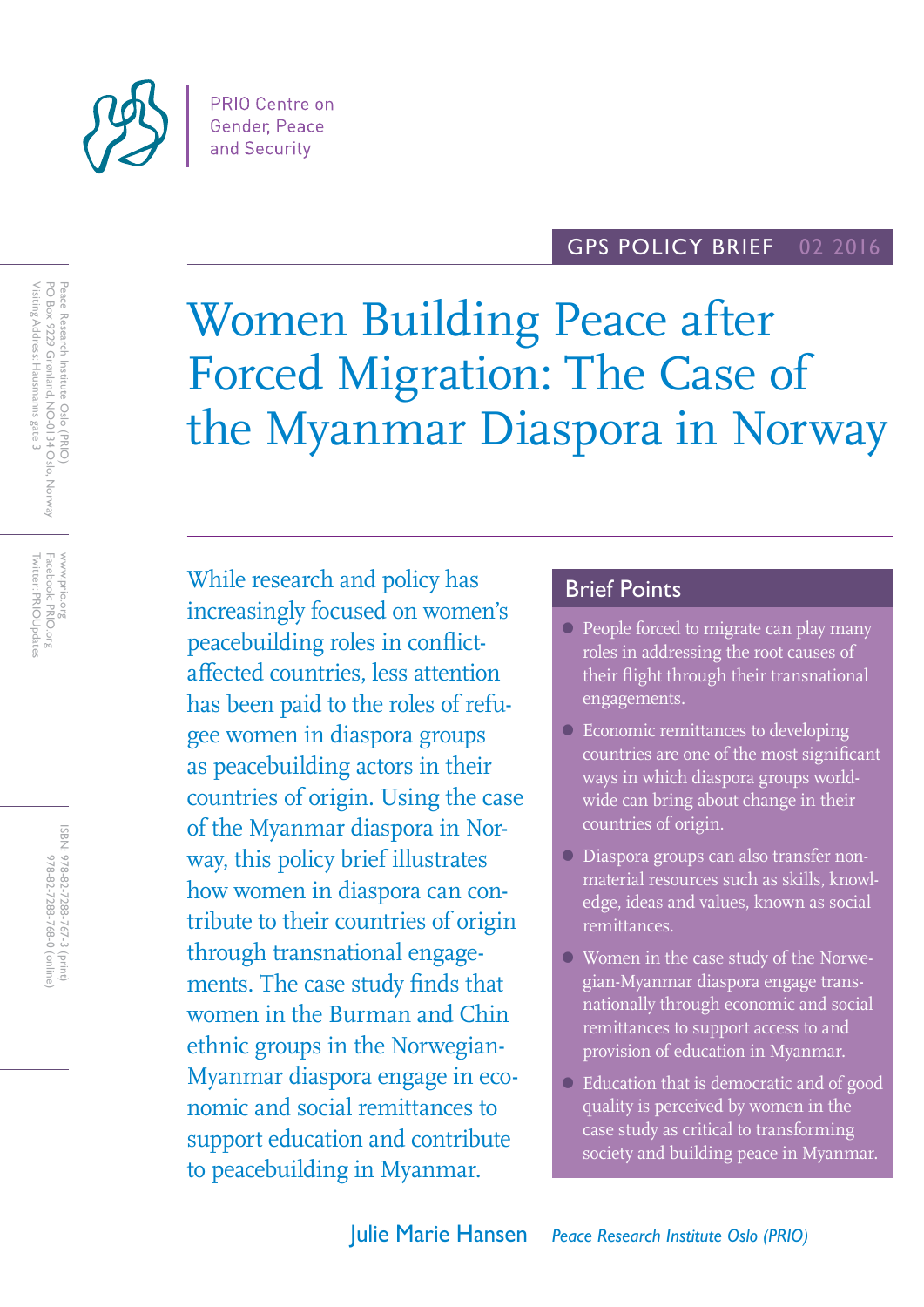PRIO Centre on Gender, Peace and Security

GPS POLICY BRIEF 02|2016

# Women Building Peace after Forced Migration: The Case of the Myanmar Diaspora in Norway

While research and policy has increasingly focused on women's peacebuilding roles in conflict-affected countries, less attention has been paid to the roles of refugee women in diaspora groups as peacebuilding actors in their countries of origin. Using the case of the Myanmar diaspora in Norway, this policy brief illustrates how women in diaspora can contribute to their countries of origin through transnational engagements. The case study finds that women in the Burman and Chin ethnic groups in the Norwegian-Myanmar diaspora engage in economic and social remittances to support education and contribute to peacebuilding in Myanmar.

## Brief Points

- People forced to migrate can play many roles in addressing the root causes of their flight through their transnational engagements.
- Economic remittances to developing countries are one of the most significant ways in which diaspora groups worldwide can bring about change in their countries of origin.
- Diaspora groups can also transfer non-material resources such as skills, knowledge, ideas and values, known as social remittances.
- Women in the case study of the Norwegian-Myanmar diaspora engage transnationally through economic and social remittances to support access to and provision of education in Myanmar.
- Education that is democratic and of good quality is perceived by women in the case study as critical to transforming society and building peace in Myanmar.

**Julie Marie Hansen** *Peace Research Institute Oslo (PRIO)*

Peace Research Institute Oslo (PRIO)
PO Box 9229 Grønland, NO-0134 Oslo, Norway
Visiting Address: Hausmanns gate 3

www.prio.org
Facebook: PRIO.org
Twitter: PRIOUpdates

ISBN: 978-82-7288-767-3 (print)
978-82-7288-768-0 (online)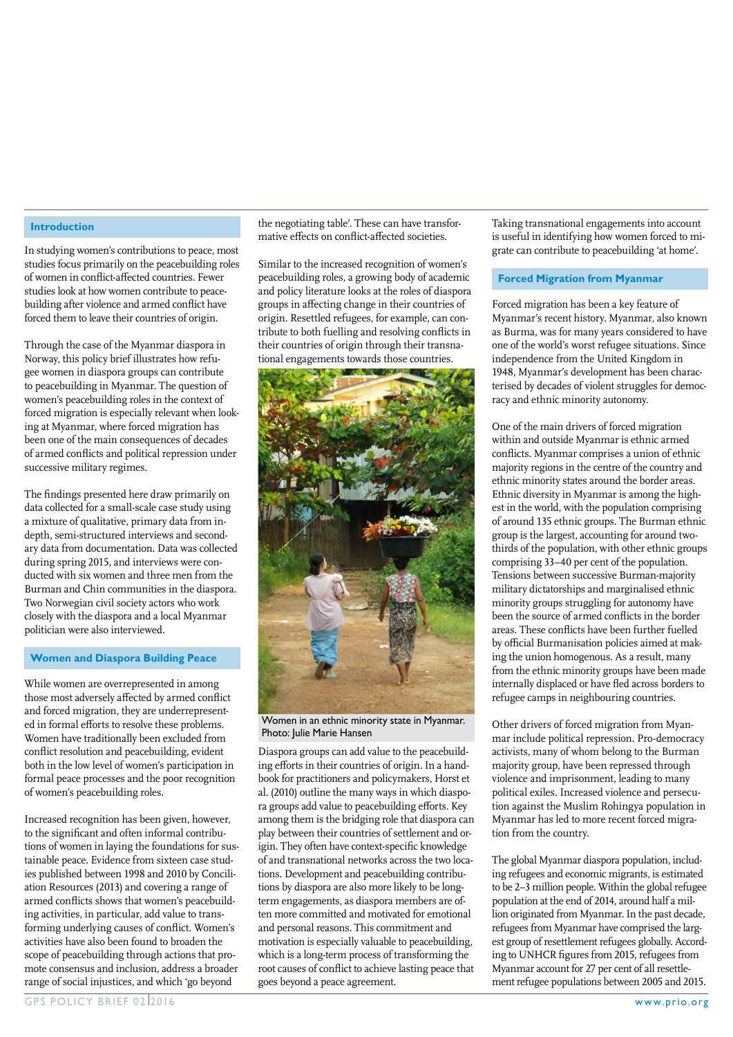## Introduction

In studying women's contributions to peace, most studies focus primarily on the peacebuilding roles of women in conflict-affected countries. Fewer studies look at how women contribute to peacebuilding after violence and armed conflict have forced them to leave their countries of origin.

Through the case of the Myanmar diaspora in Norway, this policy brief illustrates how refugee women in diaspora groups can contribute to peacebuilding in Myanmar. The question of women's peacebuilding roles in the context of forced migration is especially relevant when looking at Myanmar, where forced migration has been one of the main consequences of decades of armed conflicts and political repression under successive military regimes.

The findings presented here draw primarily on data collected for a small-scale case study using a mixture of qualitative, primary data from in-depth, semi-structured interviews and secondary data from documentation. Data was collected during spring 2015, and interviews were conducted with six women and three men from the Burman and Chin communities in the diaspora. Two Norwegian civil society actors who work closely with the diaspora and a local Myanmar politician were also interviewed.

## Women and Diaspora Building Peace

While women are overrepresented in among those most adversely affected by armed conflict and forced migration, they are underrepresented in formal efforts to resolve these problems. Women have traditionally been excluded from conflict resolution and peacebuilding, evident both in the low level of women's participation in formal peace processes and the poor recognition of women's peacebuilding roles.

Increased recognition has been given, however, to the significant and often informal contributions of women in laying the foundations for sustainable peace. Evidence from sixteen case studies published between 1998 and 2010 by Conciliation Resources (2013) and covering a range of armed conflicts shows that women's peacebuilding activities, in particular, add value to transforming underlying causes of conflict. Women's activities have also been found to broaden the scope of peacebuilding through actions that promote consensus and inclusion, address a broader range of social injustices, and which 'go beyond the negotiating table'. These can have transformative effects on conflict-affected societies.

Similar to the increased recognition of women's peacebuilding roles, a growing body of academic and policy literature looks at the roles of diaspora groups in affecting change in their countries of origin. Resettled refugees, for example, can contribute to both fuelling and resolving conflicts in their countries of origin through their transnational engagements towards those countries.

Women in an ethnic minority state in Myanmar. Photo: Julie Marie Hansen

Diaspora groups can add value to the peacebuilding efforts in their countries of origin. In a handbook for practitioners and policymakers, Horst et al. (2010) outline the many ways in which diaspora groups add value to peacebuilding efforts. Key among them is the bridging role that diaspora can play between their countries of settlement and origin. They often have context-specific knowledge of and transnational networks across the two locations. Development and peacebuilding contributions by diaspora are also more likely to be long-term engagements, as diaspora members are often more committed and motivated for emotional and personal reasons. This commitment and motivation is especially valuable to peacebuilding, which is a long-term process of transforming the root causes of conflict to achieve lasting peace that goes beyond a peace agreement.

Taking transnational engagements into account is useful in identifying how women forced to migrate can contribute to peacebuilding 'at home'.

## Forced Migration from Myanmar

Forced migration has been a key feature of Myanmar's recent history. Myanmar, also known as Burma, was for many years considered to have one of the world's worst refugee situations. Since independence from the United Kingdom in 1948, Myanmar's development has been characterised by decades of violent struggles for democracy and ethnic minority autonomy.

One of the main drivers of forced migration within and outside Myanmar is ethnic armed conflicts. Myanmar comprises a union of ethnic majority regions in the centre of the country and ethnic minority states around the border areas. Ethnic diversity in Myanmar is among the highest in the world, with the population comprising of around 135 ethnic groups. The Burman ethnic group is the largest, accounting for around two-thirds of the population, with other ethnic groups comprising 33–40 per cent of the population. Tensions between successive Burman-majority military dictatorships and marginalised ethnic minority groups struggling for autonomy have been the source of armed conflicts in the border areas. These conflicts have been further fuelled by official Burmanisation policies aimed at making the union homogenous. As a result, many from the ethnic minority groups have been made internally displaced or have fled across borders to refugee camps in neighbouring countries.

Other drivers of forced migration from Myanmar include political repression. Pro-democracy activists, many of whom belong to the Burman majority group, have been repressed through violence and imprisonment, leading to many political exiles. Increased violence and persecution against the Muslim Rohingya population in Myanmar has led to more recent forced migration from the country.

The global Myanmar diaspora population, including refugees and economic migrants, is estimated to be 2–3 million people. Within the global refugee population at the end of 2014, around half a million originated from Myanmar. In the past decade, refugees from Myanmar have comprised the largest group of resettlement refugees globally. According to UNHCR figures from 2015, refugees from Myanmar account for 27 per cent of all resettlement refugee populations between 2005 and 2015.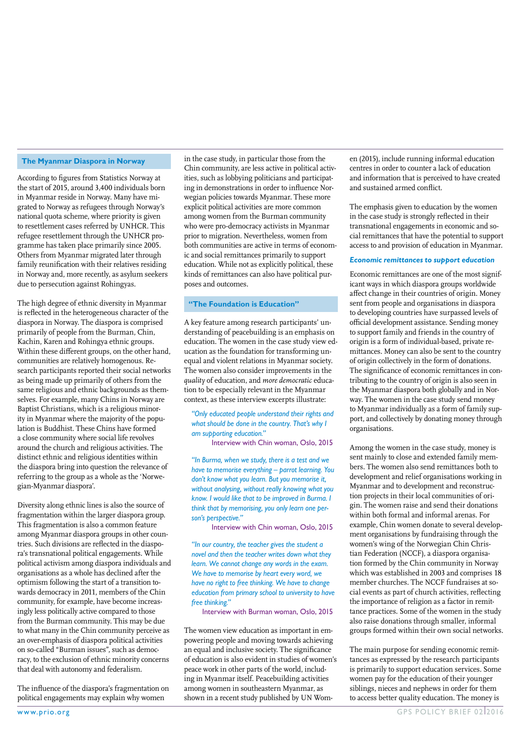## The Myanmar Diaspora in Norway

According to figures from Statistics Norway at the start of 2015, around 3,400 individuals born in Myanmar reside in Norway. Many have migrated to Norway as refugees through Norway's national quota scheme, where priority is given to resettlement cases referred by UNHCR. This refugee resettlement through the UNHCR programme has taken place primarily since 2005. Others from Myanmar migrated later through family reunification with their relatives residing in Norway and, more recently, as asylum seekers due to persecution against Rohingyas.

The high degree of ethnic diversity in Myanmar is reflected in the heterogeneous character of the diaspora in Norway. The diaspora is comprised primarily of people from the Burman, Chin, Kachin, Karen and Rohingya ethnic groups. Within these different groups, on the other hand, communities are relatively homogenous. Research participants reported their social networks as being made up primarily of others from the same religious and ethnic backgrounds as themselves. For example, many Chins in Norway are Baptist Christians, which is a religious minority in Myanmar where the majority of the population is Buddhist. These Chins have formed a close community where social life revolves around the church and religious activities. The distinct ethnic and religious identities within the diaspora bring into question the relevance of referring to the group as a whole as the 'Norwegian-Myanmar diaspora'.

Diversity along ethnic lines is also the source of fragmentation within the larger diaspora group. This fragmentation is also a common feature among Myanmar diaspora groups in other countries. Such divisions are reflected in the diaspora's transnational political engagements. While political activism among diaspora individuals and organisations as a whole has declined after the optimism following the start of a transition towards democracy in 2011, members of the Chin community, for example, have become increasingly less politically active compared to those from the Burman community. This may be due to what many in the Chin community perceive as an over-emphasis of diaspora political activities on so-called "Burman issues", such as democracy, to the exclusion of ethnic minority concerns that deal with autonomy and federalism.

The influence of the diaspora's fragmentation on political engagements may explain why women in the case study, in particular those from the Chin community, are less active in political activities, such as lobbying politicians and participating in demonstrations in order to influence Norwegian policies towards Myanmar. These more explicit political activities are more common among women from the Burman community who were pro-democracy activists in Myanmar prior to migration. Nevertheless, women from both communities are active in terms of economic and social remittances primarily to support education. While not as explicitly political, these kinds of remittances can also have political purposes and outcomes.

## "The Foundation is Education"

A key feature among research participants' understanding of peacebuilding is an emphasis on education. The women in the case study view education as the foundation for transforming unequal and violent relations in Myanmar society. The women also consider improvements in the *quality* of education, and *more democratic* education to be especially relevant in the Myanmar context, as these interview excerpts illustrate:

> *"Only educated people understand their rights and what should be done in the country. That's why I am supporting education."*
>
> Interview with Chin woman, Oslo, 2015

> *"In Burma, when we study, there is a test and we have to memorise everything – parrot learning. You don't know what you learn. But you memorise it, without analysing, without really knowing what you know. I would like that to be improved in Burma. I think that by memorising, you only learn one person's perspective."*
>
> Interview with Chin woman, Oslo, 2015

> *"In our country, the teacher gives the student a novel and then the teacher writes down what they learn. We cannot change any words in the exam. We have to memorise by heart every word, we have no right to free thinking. We have to change education from primary school to university to have free thinking."*
>
> Interview with Burman woman, Oslo, 2015

The women view education as important in empowering people and moving towards achieving an equal and inclusive society. The significance of education is also evident in studies of women's peace work in other parts of the world, including in Myanmar itself. Peacebuilding activities among women in southeastern Myanmar, as shown in a recent study published by UN Women (2015), include running informal education centres in order to counter a lack of education and information that is perceived to have created and sustained armed conflict.

The emphasis given to education by the women in the case study is strongly reflected in their transnational engagements in economic and social remittances that have the potential to support access to and provision of education in Myanmar.

### *Economic remittances to support education*

Economic remittances are one of the most significant ways in which diaspora groups worldwide affect change in their countries of origin. Money sent from people and organisations in diaspora to developing countries have surpassed levels of official development assistance. Sending money to support family and friends in the country of origin is a form of individual-based, private remittances. Money can also be sent to the country of origin collectively in the form of donations. The significance of economic remittances in contributing to the country of origin is also seen in the Myanmar diaspora both globally and in Norway. The women in the case study send money to Myanmar individually as a form of family support, and collectively by donating money through organisations.

Among the women in the case study, money is sent mainly to close and extended family members. The women also send remittances both to development and relief organisations working in Myanmar and to development and reconstruction projects in their local communities of origin. The women raise and send their donations within both formal and informal arenas. For example, Chin women donate to several development organisations by fundraising through the women's wing of the Norwegian Chin Christian Federation (NCCF), a diaspora organisation formed by the Chin community in Norway which was established in 2003 and comprises 18 member churches. The NCCF fundraises at social events as part of church activities, reflecting the importance of religion as a factor in remittance practices. Some of the women in the study also raise donations through smaller, informal groups formed within their own social networks.

The main purpose for sending economic remittances as expressed by the research participants is primarily to support education services. Some women pay for the education of their younger siblings, nieces and nephews in order for them to access better quality education. The money is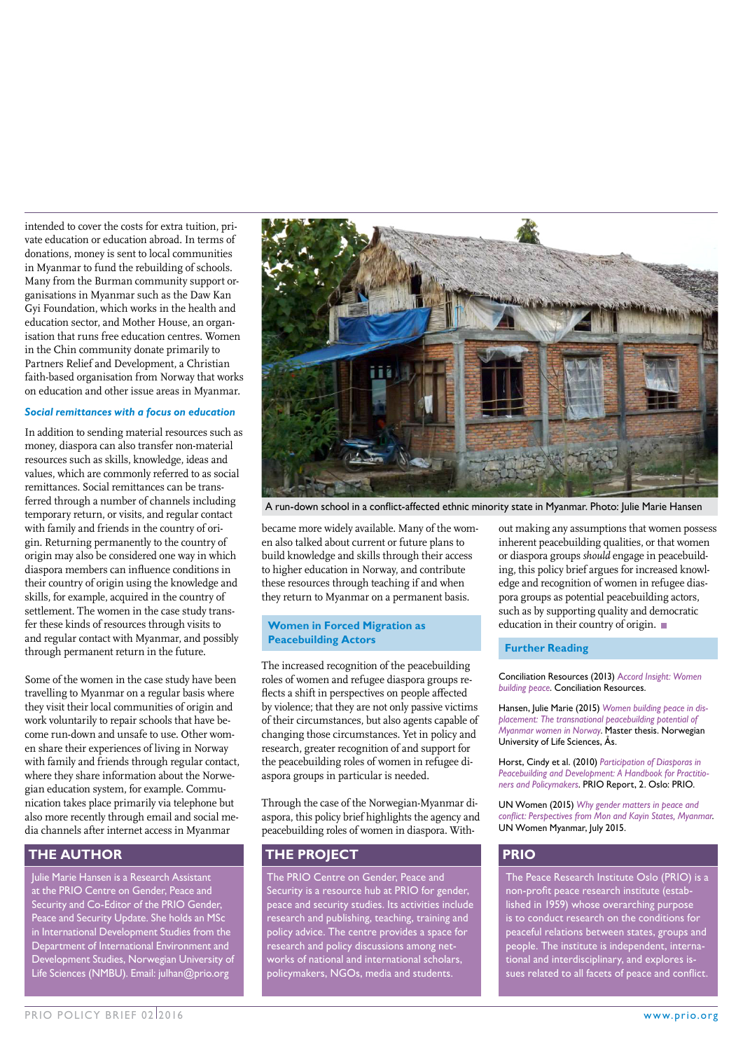intended to cover the costs for extra tuition, private education or education abroad. In terms of donations, money is sent to local communities in Myanmar to fund the rebuilding of schools. Many from the Burman community support organisations in Myanmar such as the Daw Kan Gyi Foundation, which works in the health and education sector, and Mother House, an organisation that runs free education centres. Women in the Chin community donate primarily to Partners Relief and Development, a Christian faith-based organisation from Norway that works on education and other issue areas in Myanmar.

### *Social remittances with a focus on education*

In addition to sending material resources such as money, diaspora can also transfer non-material resources such as skills, knowledge, ideas and values, which are commonly referred to as social remittances. Social remittances can be transferred through a number of channels including temporary return, or visits, and regular contact with family and friends in the country of origin. Returning permanently to the country of origin may also be considered one way in which diaspora members can influence conditions in their country of origin using the knowledge and skills, for example, acquired in the country of settlement. The women in the case study transfer these kinds of resources through visits to and regular contact with Myanmar, and possibly through permanent return in the future.

Some of the women in the case study have been travelling to Myanmar on a regular basis where they visit their local communities of origin and work voluntarily to repair schools that have become run-down and unsafe to use. Other women share their experiences of living in Norway with family and friends through regular contact, where they share information about the Norwegian education system, for example. Communication takes place primarily via telephone but also more recently through email and social media channels after internet access in Myanmar became more widely available. Many of the women also talked about current or future plans to build knowledge and skills through their access to higher education in Norway, and contribute these resources through teaching if and when they return to Myanmar on a permanent basis.

A run-down school in a conflict-affected ethnic minority state in Myanmar. Photo: Julie Marie Hansen

## Women in Forced Migration as Peacebuilding Actors

The increased recognition of the peacebuilding roles of women and refugee diaspora groups reflects a shift in perspectives on people affected by violence; that they are not only passive victims of their circumstances, but also agents capable of changing those circumstances. Yet in policy and research, greater recognition of and support for the peacebuilding roles of women in refugee diaspora groups in particular is needed.

Through the case of the Norwegian-Myanmar diaspora, this policy brief highlights the agency and peacebuilding roles of women in diaspora. Without making any assumptions that women possess inherent peacebuilding qualities, or that women or diaspora groups *should* engage in peacebuilding, this policy brief argues for increased knowledge and recognition of women in refugee diaspora groups as potential peacebuilding actors, such as by supporting quality and democratic education in their country of origin.

## Further Reading

Conciliation Resources (2013) *Accord Insight: Women building peace*. Conciliation Resources.

Hansen, Julie Marie (2015) *Women building peace in displacement: The transnational peacebuilding potential of Myanmar women in Norway*. Master thesis. Norwegian University of Life Sciences, Ås.

Horst, Cindy et al. (2010) *Participation of Diasporas in Peacebuilding and Development: A Handbook for Practitioners and Policymakers*. PRIO Report, 2. Oslo: PRIO.

UN Women (2015) *Why gender matters in peace and conflict: Perspectives from Mon and Kayin States, Myanmar*. UN Women Myanmar, July 2015.

## THE AUTHOR

Julie Marie Hansen is a Research Assistant at the PRIO Centre on Gender, Peace and Security and Co-Editor of the PRIO Gender, Peace and Security Update. She holds an MSc in International Development Studies from the Department of International Environment and Development Studies, Norwegian University of Life Sciences (NMBU). Email: julhan@prio.org

## THE PROJECT

The PRIO Centre on Gender, Peace and Security is a resource hub at PRIO for gender, peace and security studies. Its activities include research and publishing, teaching, training and policy advice. The centre provides a space for research and policy discussions among networks of national and international scholars, policymakers, NGOs, media and students.

## PRIO

The Peace Research Institute Oslo (PRIO) is a non-profit peace research institute (established in 1959) whose overarching purpose is to conduct research on the conditions for peaceful relations between states, groups and people. The institute is independent, international and interdisciplinary, and explores issues related to all facets of peace and conflict.